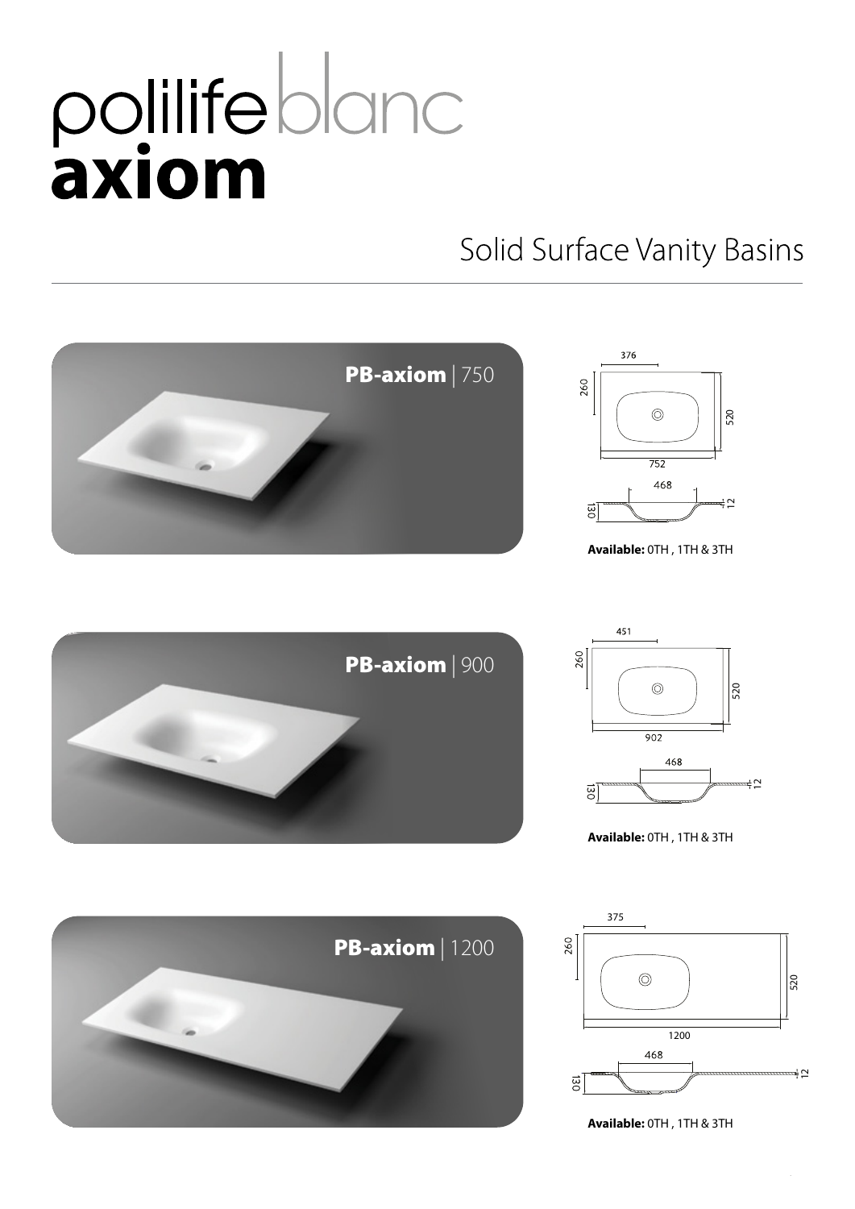# polilife blanc
# axiom

## Solid Surface Vanity Basins

### PB-axiom | 750

376

260

520

752

468

130

12

**Available:** 0TH , 1TH & 3TH

### PB-axiom | 900

451

260

520

902

468

130

12

**Available:** 0TH , 1TH & 3TH

### PB-axiom | 1200

375

260

520

1200

468

130

12

**Available:** 0TH , 1TH & 3TH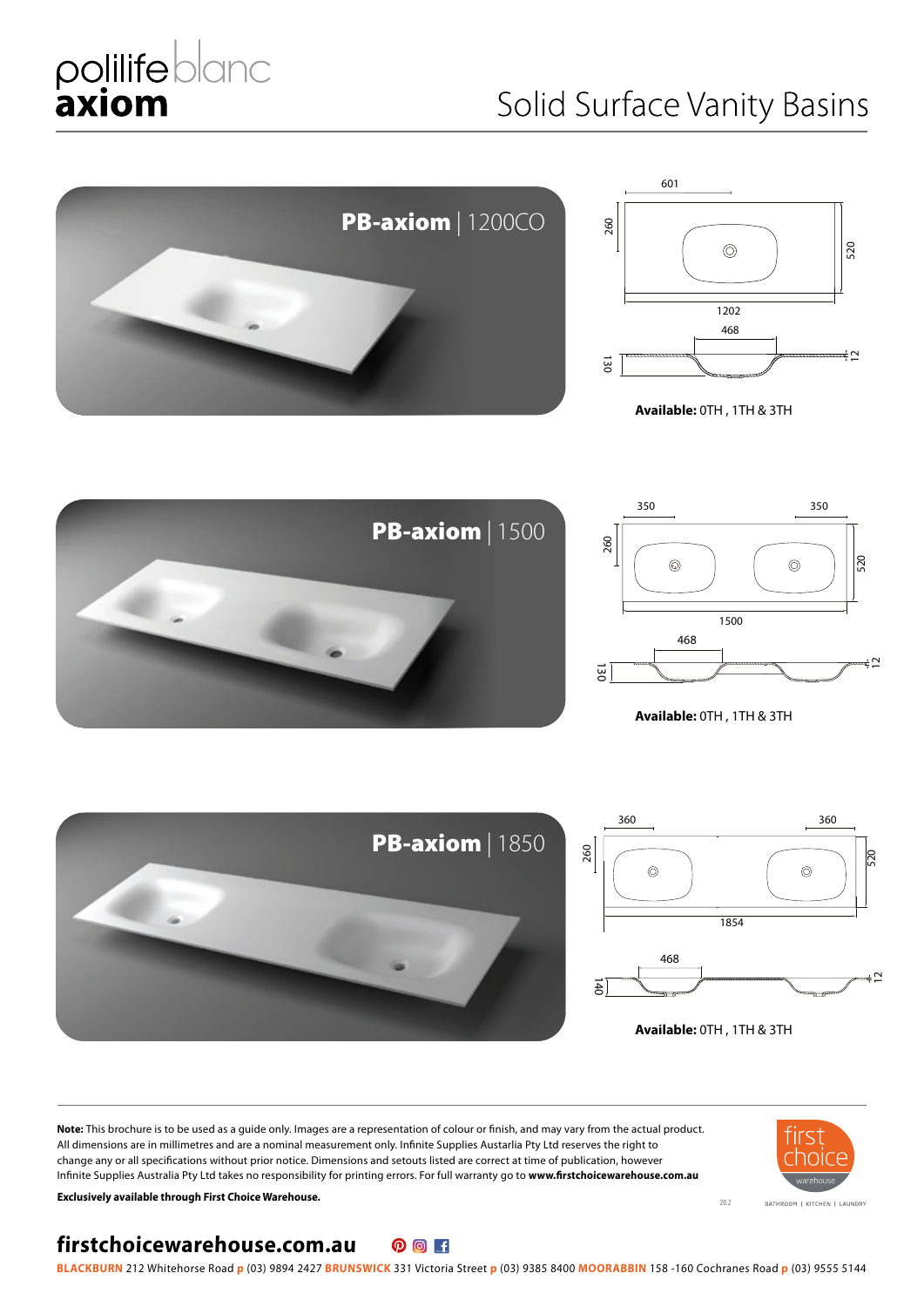polilife blanc
**axiom**

# Solid Surface Vanity Basins

## **PB-axiom** | 1200CO

601
260
520
1202
468
130
12

**Available:** 0TH , 1TH & 3TH

## **PB-axiom** | 1500

350
350
260
520
1500
468
130
12

**Available:** 0TH , 1TH & 3TH

## **PB-axiom** | 1850

360
360
260
520
1854
468
140
12

**Available:** 0TH , 1TH & 3TH

**Note:** This brochure is to be used as a guide only. Images are a representation of colour or finish, and may vary from the actual product. All dimensions are in millimetres and are a nominal measurement only. Infinite Supplies Austarlia Pty Ltd reserves the right to change any or all specifications without prior notice. Dimensions and setouts listed are correct at time of publication, however Infinite Supplies Australia Pty Ltd takes no responsibility for printing errors. For full warranty go to **www.firstchoicewarehouse.com.au**

**Exclusively available through First Choice Warehouse.**

20.2

first choice warehouse
BATHROOM | KITCHEN | LAUNDRY

**firstchoicewarehouse.com.au**

**BLACKBURN** 212 Whitehorse Road **p** (03) 9894 2427 **BRUNSWICK** 331 Victoria Street **p** (03) 9385 8400 **MOORABBIN** 158 -160 Cochranes Road **p** (03) 9555 5144